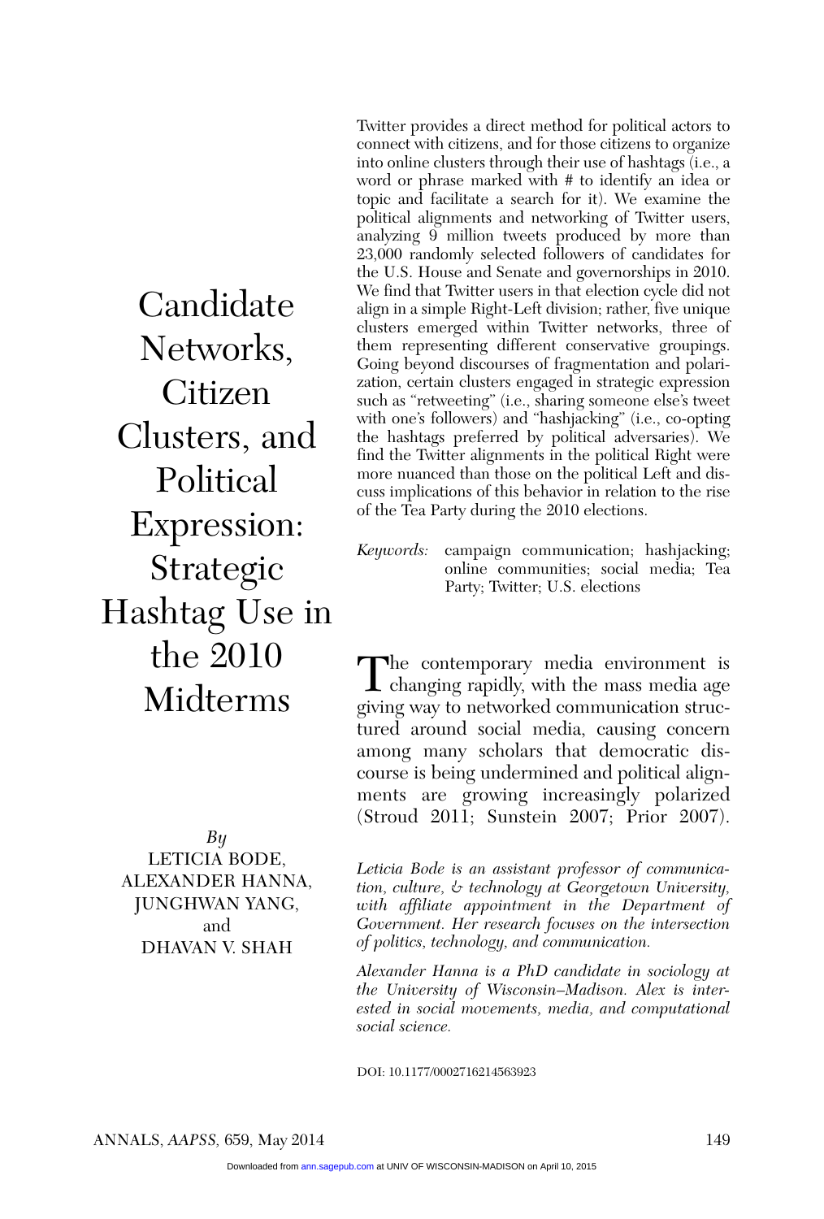# Candidate Networks, Citizen Clusters, and Political Expression: Strategic Hashtag Use in the 2010 Midterms

*By*
LETICIA BODE,
ALEXANDER HANNA,
JUNGHWAN YANG,
and
DHAVAN V. SHAH

Twitter provides a direct method for political actors to connect with citizens, and for those citizens to organize into online clusters through their use of hashtags (i.e., a word or phrase marked with # to identify an idea or topic and facilitate a search for it). We examine the political alignments and networking of Twitter users, analyzing 9 million tweets produced by more than 23,000 randomly selected followers of candidates for the U.S. House and Senate and governorships in 2010. We find that Twitter users in that election cycle did not align in a simple Right-Left division; rather, five unique clusters emerged within Twitter networks, three of them representing different conservative groupings. Going beyond discourses of fragmentation and polarization, certain clusters engaged in strategic expression such as "retweeting" (i.e., sharing someone else's tweet with one's followers) and "hashjacking" (i.e., co-opting the hashtags preferred by political adversaries). We find the Twitter alignments in the political Right were more nuanced than those on the political Left and discuss implications of this behavior in relation to the rise of the Tea Party during the 2010 elections.

*Keywords:* campaign communication; hashjacking; online communities; social media; Tea Party; Twitter; U.S. elections

The contemporary media environment is changing rapidly, with the mass media age giving way to networked communication structured around social media, causing concern among many scholars that democratic discourse is being undermined and political alignments are growing increasingly polarized (Stroud 2011; Sunstein 2007; Prior 2007).

*Leticia Bode is an assistant professor of communication, culture, & technology at Georgetown University, with affiliate appointment in the Department of Government. Her research focuses on the intersection of politics, technology, and communication.*

*Alexander Hanna is a PhD candidate in sociology at the University of Wisconsin–Madison. Alex is interested in social movements, media, and computational social science.*

DOI: 10.1177/0002716214563923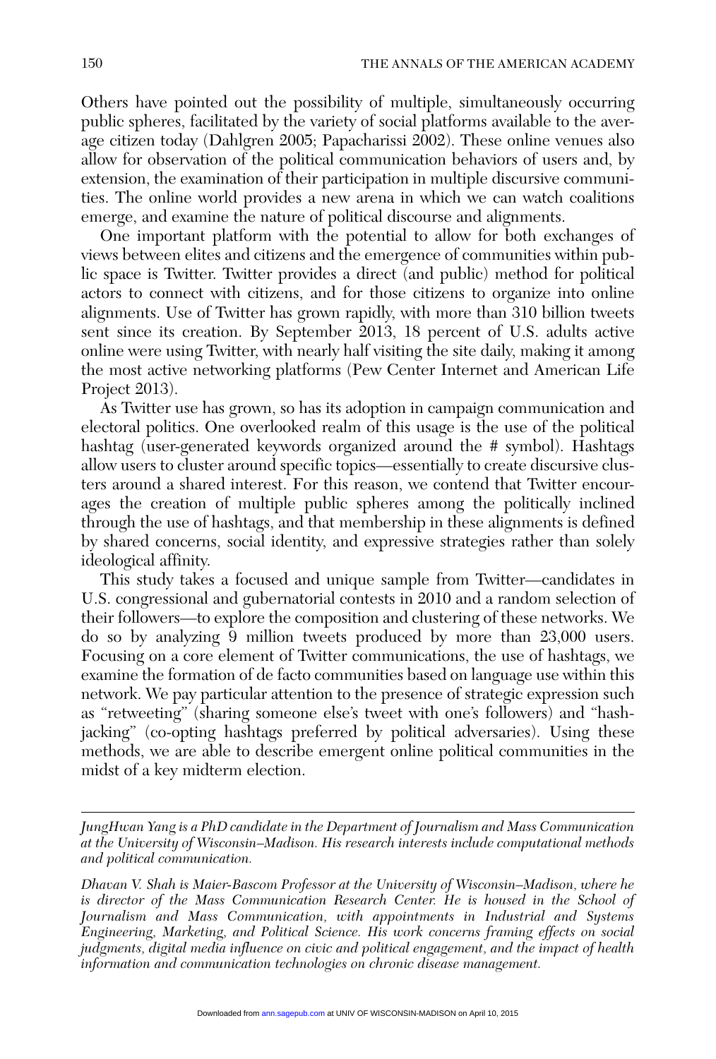Others have pointed out the possibility of multiple, simultaneously occurring public spheres, facilitated by the variety of social platforms available to the average citizen today (Dahlgren 2005; Papacharissi 2002). These online venues also allow for observation of the political communication behaviors of users and, by extension, the examination of their participation in multiple discursive communities. The online world provides a new arena in which we can watch coalitions emerge, and examine the nature of political discourse and alignments.

One important platform with the potential to allow for both exchanges of views between elites and citizens and the emergence of communities within public space is Twitter. Twitter provides a direct (and public) method for political actors to connect with citizens, and for those citizens to organize into online alignments. Use of Twitter has grown rapidly, with more than 310 billion tweets sent since its creation. By September 2013, 18 percent of U.S. adults active online were using Twitter, with nearly half visiting the site daily, making it among the most active networking platforms (Pew Center Internet and American Life Project 2013).

As Twitter use has grown, so has its adoption in campaign communication and electoral politics. One overlooked realm of this usage is the use of the political hashtag (user-generated keywords organized around the # symbol). Hashtags allow users to cluster around specific topics—essentially to create discursive clusters around a shared interest. For this reason, we contend that Twitter encourages the creation of multiple public spheres among the politically inclined through the use of hashtags, and that membership in these alignments is defined by shared concerns, social identity, and expressive strategies rather than solely ideological affinity.

This study takes a focused and unique sample from Twitter—candidates in U.S. congressional and gubernatorial contests in 2010 and a random selection of their followers—to explore the composition and clustering of these networks. We do so by analyzing 9 million tweets produced by more than 23,000 users. Focusing on a core element of Twitter communications, the use of hashtags, we examine the formation of de facto communities based on language use within this network. We pay particular attention to the presence of strategic expression such as "retweeting" (sharing someone else's tweet with one's followers) and "hashjacking" (co-opting hashtags preferred by political adversaries). Using these methods, we are able to describe emergent online political communities in the midst of a key midterm election.

---

*JungHwan Yang is a PhD candidate in the Department of Journalism and Mass Communication at the University of Wisconsin–Madison. His research interests include computational methods and political communication.*

*Dhavan V. Shah is Maier-Bascom Professor at the University of Wisconsin–Madison, where he is director of the Mass Communication Research Center. He is housed in the School of Journalism and Mass Communication, with appointments in Industrial and Systems Engineering, Marketing, and Political Science. His work concerns framing effects on social judgments, digital media influence on civic and political engagement, and the impact of health information and communication technologies on chronic disease management.*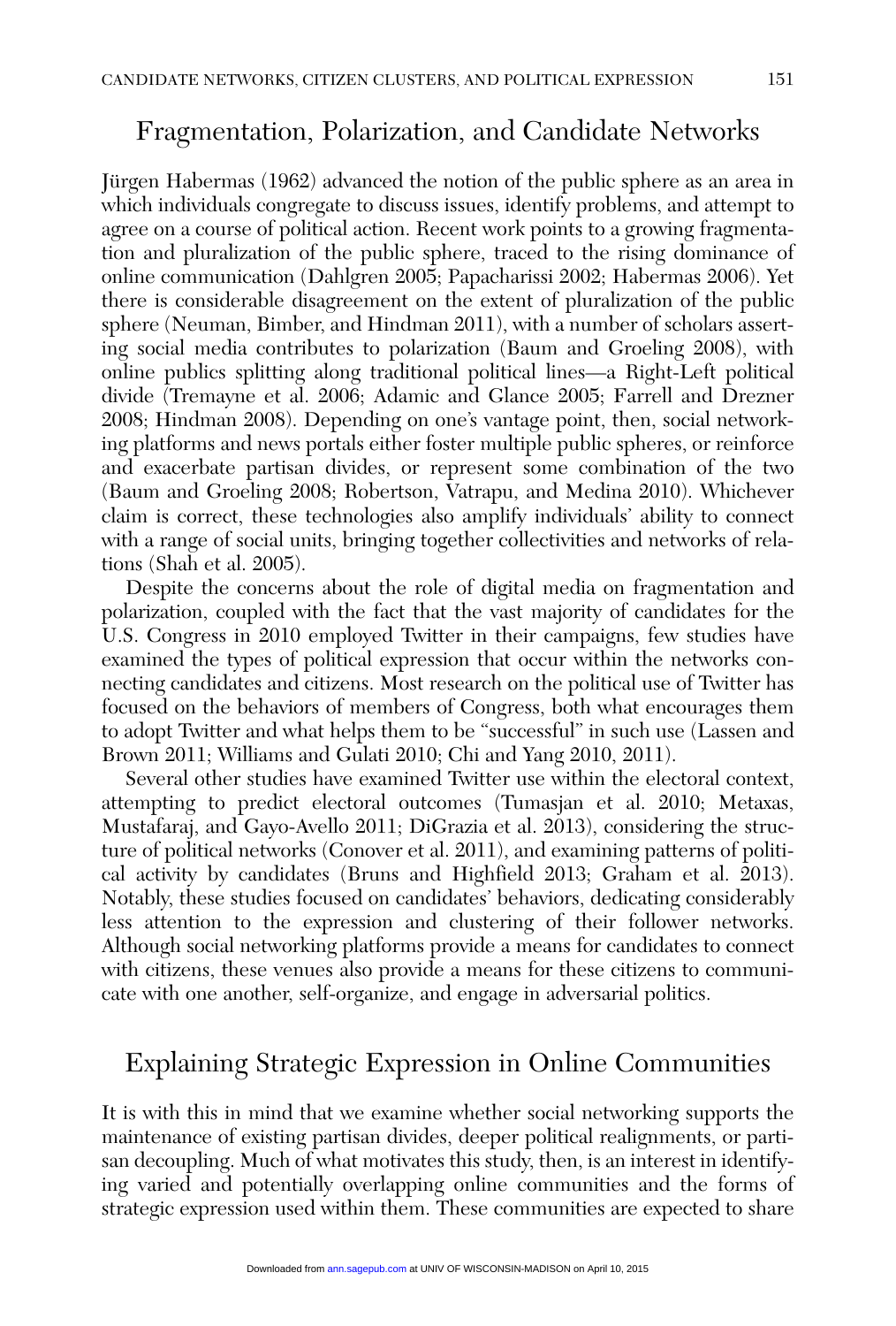## Fragmentation, Polarization, and Candidate Networks

Jürgen Habermas (1962) advanced the notion of the public sphere as an area in which individuals congregate to discuss issues, identify problems, and attempt to agree on a course of political action. Recent work points to a growing fragmentation and pluralization of the public sphere, traced to the rising dominance of online communication (Dahlgren 2005; Papacharissi 2002; Habermas 2006). Yet there is considerable disagreement on the extent of pluralization of the public sphere (Neuman, Bimber, and Hindman 2011), with a number of scholars asserting social media contributes to polarization (Baum and Groeling 2008), with online publics splitting along traditional political lines—a Right-Left political divide (Tremayne et al. 2006; Adamic and Glance 2005; Farrell and Drezner 2008; Hindman 2008). Depending on one's vantage point, then, social networking platforms and news portals either foster multiple public spheres, or reinforce and exacerbate partisan divides, or represent some combination of the two (Baum and Groeling 2008; Robertson, Vatrapu, and Medina 2010). Whichever claim is correct, these technologies also amplify individuals' ability to connect with a range of social units, bringing together collectivities and networks of relations (Shah et al. 2005).

Despite the concerns about the role of digital media on fragmentation and polarization, coupled with the fact that the vast majority of candidates for the U.S. Congress in 2010 employed Twitter in their campaigns, few studies have examined the types of political expression that occur within the networks connecting candidates and citizens. Most research on the political use of Twitter has focused on the behaviors of members of Congress, both what encourages them to adopt Twitter and what helps them to be "successful" in such use (Lassen and Brown 2011; Williams and Gulati 2010; Chi and Yang 2010, 2011).

Several other studies have examined Twitter use within the electoral context, attempting to predict electoral outcomes (Tumasjan et al. 2010; Metaxas, Mustafaraj, and Gayo-Avello 2011; DiGrazia et al. 2013), considering the structure of political networks (Conover et al. 2011), and examining patterns of political activity by candidates (Bruns and Highfield 2013; Graham et al. 2013). Notably, these studies focused on candidates' behaviors, dedicating considerably less attention to the expression and clustering of their follower networks. Although social networking platforms provide a means for candidates to connect with citizens, these venues also provide a means for these citizens to communicate with one another, self-organize, and engage in adversarial politics.

## Explaining Strategic Expression in Online Communities

It is with this in mind that we examine whether social networking supports the maintenance of existing partisan divides, deeper political realignments, or partisan decoupling. Much of what motivates this study, then, is an interest in identifying varied and potentially overlapping online communities and the forms of strategic expression used within them. These communities are expected to share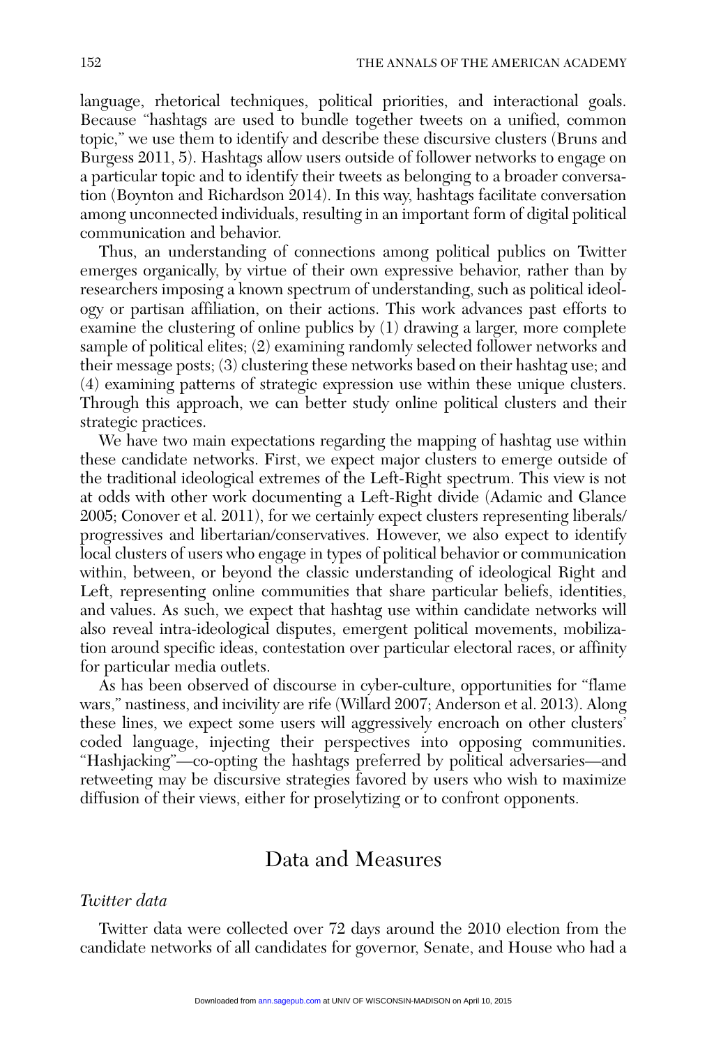language, rhetorical techniques, political priorities, and interactional goals. Because "hashtags are used to bundle together tweets on a unified, common topic," we use them to identify and describe these discursive clusters (Bruns and Burgess 2011, 5). Hashtags allow users outside of follower networks to engage on a particular topic and to identify their tweets as belonging to a broader conversation (Boynton and Richardson 2014). In this way, hashtags facilitate conversation among unconnected individuals, resulting in an important form of digital political communication and behavior.

Thus, an understanding of connections among political publics on Twitter emerges organically, by virtue of their own expressive behavior, rather than by researchers imposing a known spectrum of understanding, such as political ideology or partisan affiliation, on their actions. This work advances past efforts to examine the clustering of online publics by (1) drawing a larger, more complete sample of political elites; (2) examining randomly selected follower networks and their message posts; (3) clustering these networks based on their hashtag use; and (4) examining patterns of strategic expression use within these unique clusters. Through this approach, we can better study online political clusters and their strategic practices.

We have two main expectations regarding the mapping of hashtag use within these candidate networks. First, we expect major clusters to emerge outside of the traditional ideological extremes of the Left-Right spectrum. This view is not at odds with other work documenting a Left-Right divide (Adamic and Glance 2005; Conover et al. 2011), for we certainly expect clusters representing liberals/progressives and libertarian/conservatives. However, we also expect to identify local clusters of users who engage in types of political behavior or communication within, between, or beyond the classic understanding of ideological Right and Left, representing online communities that share particular beliefs, identities, and values. As such, we expect that hashtag use within candidate networks will also reveal intra-ideological disputes, emergent political movements, mobilization around specific ideas, contestation over particular electoral races, or affinity for particular media outlets.

As has been observed of discourse in cyber-culture, opportunities for "flame wars," nastiness, and incivility are rife (Willard 2007; Anderson et al. 2013). Along these lines, we expect some users will aggressively encroach on other clusters' coded language, injecting their perspectives into opposing communities. "Hashjacking"—co-opting the hashtags preferred by political adversaries—and retweeting may be discursive strategies favored by users who wish to maximize diffusion of their views, either for proselytizing or to confront opponents.

## Data and Measures

### *Twitter data*

Twitter data were collected over 72 days around the 2010 election from the candidate networks of all candidates for governor, Senate, and House who had a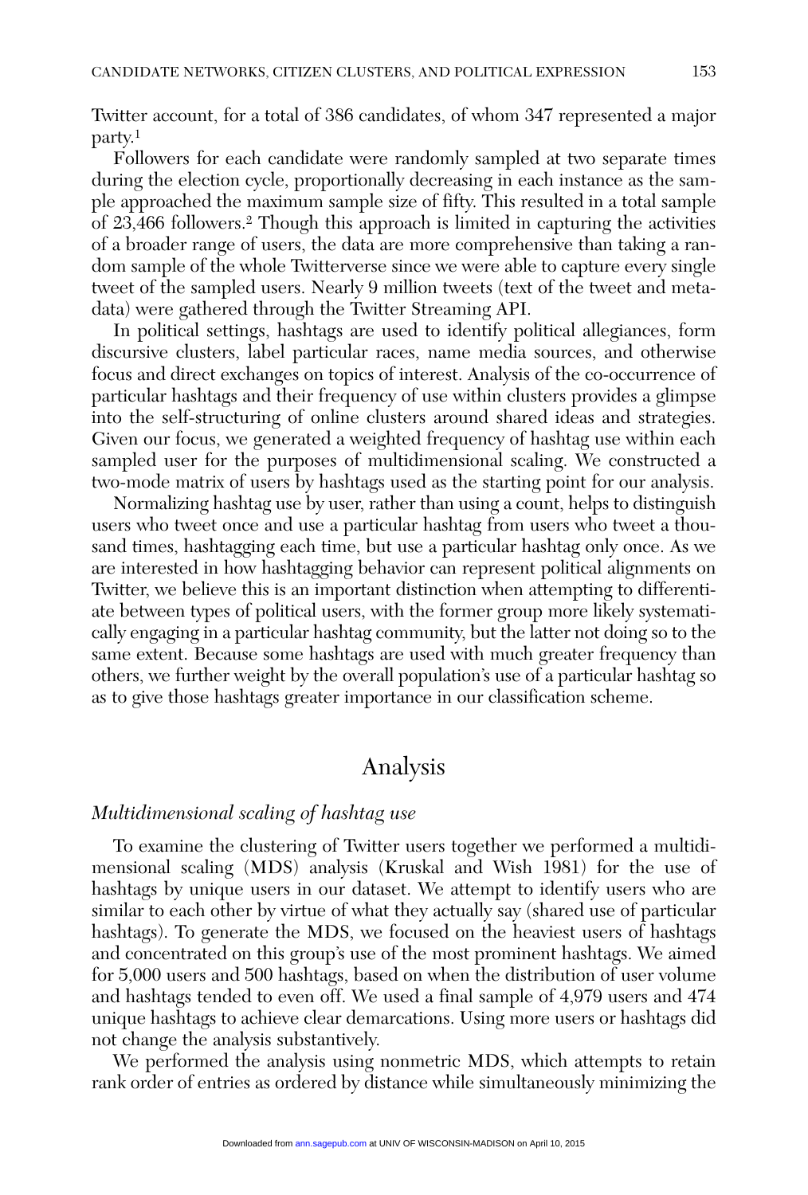Twitter account, for a total of 386 candidates, of whom 347 represented a major party.[1]

Followers for each candidate were randomly sampled at two separate times during the election cycle, proportionally decreasing in each instance as the sample approached the maximum sample size of fifty. This resulted in a total sample of 23,466 followers.[2] Though this approach is limited in capturing the activities of a broader range of users, the data are more comprehensive than taking a random sample of the whole Twitterverse since we were able to capture every single tweet of the sampled users. Nearly 9 million tweets (text of the tweet and metadata) were gathered through the Twitter Streaming API.

In political settings, hashtags are used to identify political allegiances, form discursive clusters, label particular races, name media sources, and otherwise focus and direct exchanges on topics of interest. Analysis of the co-occurrence of particular hashtags and their frequency of use within clusters provides a glimpse into the self-structuring of online clusters around shared ideas and strategies. Given our focus, we generated a weighted frequency of hashtag use within each sampled user for the purposes of multidimensional scaling. We constructed a two-mode matrix of users by hashtags used as the starting point for our analysis.

Normalizing hashtag use by user, rather than using a count, helps to distinguish users who tweet once and use a particular hashtag from users who tweet a thousand times, hashtagging each time, but use a particular hashtag only once. As we are interested in how hashtagging behavior can represent political alignments on Twitter, we believe this is an important distinction when attempting to differentiate between types of political users, with the former group more likely systematically engaging in a particular hashtag community, but the latter not doing so to the same extent. Because some hashtags are used with much greater frequency than others, we further weight by the overall population's use of a particular hashtag so as to give those hashtags greater importance in our classification scheme.

# Analysis

### *Multidimensional scaling of hashtag use*

To examine the clustering of Twitter users together we performed a multidimensional scaling (MDS) analysis (Kruskal and Wish 1981) for the use of hashtags by unique users in our dataset. We attempt to identify users who are similar to each other by virtue of what they actually say (shared use of particular hashtags). To generate the MDS, we focused on the heaviest users of hashtags and concentrated on this group's use of the most prominent hashtags. We aimed for 5,000 users and 500 hashtags, based on when the distribution of user volume and hashtags tended to even off. We used a final sample of 4,979 users and 474 unique hashtags to achieve clear demarcations. Using more users or hashtags did not change the analysis substantively.

We performed the analysis using nonmetric MDS, which attempts to retain rank order of entries as ordered by distance while simultaneously minimizing the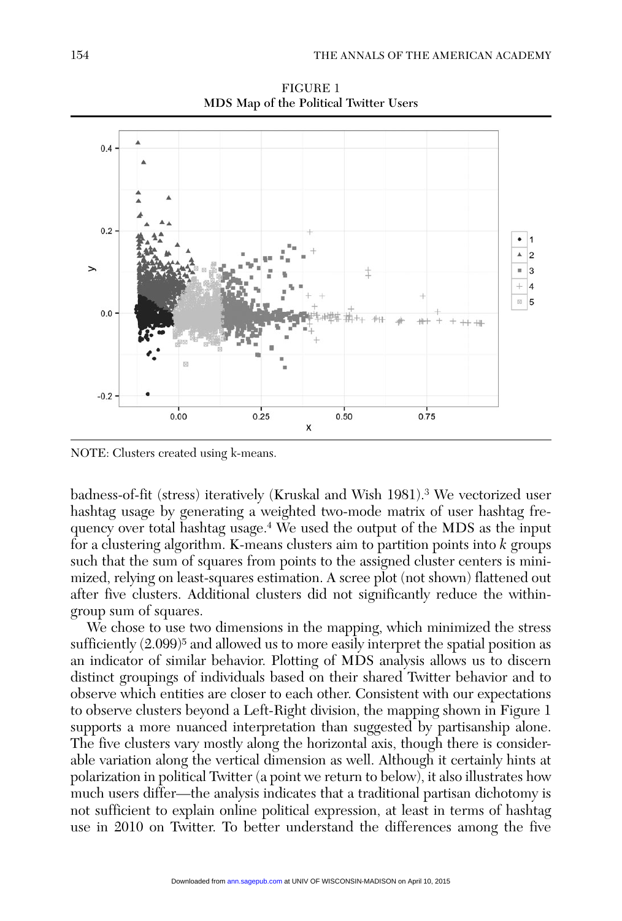FIGURE 1
**MDS Map of the Political Twitter Users**

NOTE: Clusters created using k-means.

badness-of-fit (stress) iteratively (Kruskal and Wish 1981).[3] We vectorized user hashtag usage by generating a weighted two-mode matrix of user hashtag frequency over total hashtag usage.[4] We used the output of the MDS as the input for a clustering algorithm. K-means clusters aim to partition points into *k* groups such that the sum of squares from points to the assigned cluster centers is minimized, relying on least-squares estimation. A scree plot (not shown) flattened out after five clusters. Additional clusters did not significantly reduce the within-group sum of squares.

We chose to use two dimensions in the mapping, which minimized the stress sufficiently (2.099)[5] and allowed us to more easily interpret the spatial position as an indicator of similar behavior. Plotting of MDS analysis allows us to discern distinct groupings of individuals based on their shared Twitter behavior and to observe which entities are closer to each other. Consistent with our expectations to observe clusters beyond a Left-Right division, the mapping shown in Figure 1 supports a more nuanced interpretation than suggested by partisanship alone. The five clusters vary mostly along the horizontal axis, though there is considerable variation along the vertical dimension as well. Although it certainly hints at polarization in political Twitter (a point we return to below), it also illustrates how much users differ—the analysis indicates that a traditional partisan dichotomy is not sufficient to explain online political expression, at least in terms of hashtag use in 2010 on Twitter. To better understand the differences among the five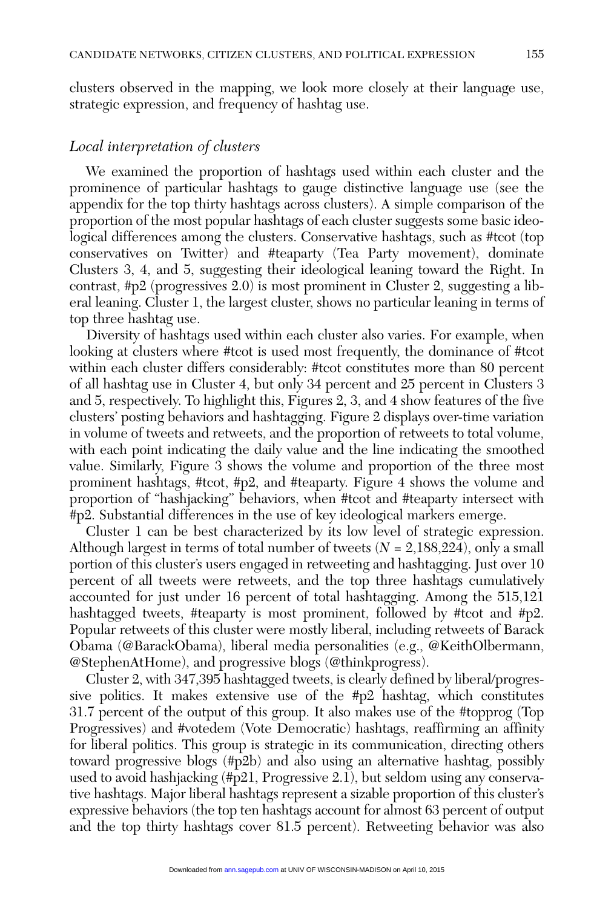clusters observed in the mapping, we look more closely at their language use, strategic expression, and frequency of hashtag use.

### *Local interpretation of clusters*

We examined the proportion of hashtags used within each cluster and the prominence of particular hashtags to gauge distinctive language use (see the appendix for the top thirty hashtags across clusters). A simple comparison of the proportion of the most popular hashtags of each cluster suggests some basic ideological differences among the clusters. Conservative hashtags, such as #tcot (top conservatives on Twitter) and #teaparty (Tea Party movement), dominate Clusters 3, 4, and 5, suggesting their ideological leaning toward the Right. In contrast, #p2 (progressives 2.0) is most prominent in Cluster 2, suggesting a liberal leaning. Cluster 1, the largest cluster, shows no particular leaning in terms of top three hashtag use.

Diversity of hashtags used within each cluster also varies. For example, when looking at clusters where #tcot is used most frequently, the dominance of #tcot within each cluster differs considerably: #tcot constitutes more than 80 percent of all hashtag use in Cluster 4, but only 34 percent and 25 percent in Clusters 3 and 5, respectively. To highlight this, Figures 2, 3, and 4 show features of the five clusters' posting behaviors and hashtagging. Figure 2 displays over-time variation in volume of tweets and retweets, and the proportion of retweets to total volume, with each point indicating the daily value and the line indicating the smoothed value. Similarly, Figure 3 shows the volume and proportion of the three most prominent hashtags, #tcot, #p2, and #teaparty. Figure 4 shows the volume and proportion of "hashjacking" behaviors, when #tcot and #teaparty intersect with #p2. Substantial differences in the use of key ideological markers emerge.

Cluster 1 can be best characterized by its low level of strategic expression. Although largest in terms of total number of tweets ($N$ = 2,188,224), only a small portion of this cluster's users engaged in retweeting and hashtagging. Just over 10 percent of all tweets were retweets, and the top three hashtags cumulatively accounted for just under 16 percent of total hashtagging. Among the 515,121 hashtagged tweets, #teaparty is most prominent, followed by #tcot and #p2. Popular retweets of this cluster were mostly liberal, including retweets of Barack Obama (@BarackObama), liberal media personalities (e.g., @KeithOlbermann, @StephenAtHome), and progressive blogs (@thinkprogress).

Cluster 2, with 347,395 hashtagged tweets, is clearly defined by liberal/progressive politics. It makes extensive use of the #p2 hashtag, which constitutes 31.7 percent of the output of this group. It also makes use of the #topprog (Top Progressives) and #votedem (Vote Democratic) hashtags, reaffirming an affinity for liberal politics. This group is strategic in its communication, directing others toward progressive blogs (#p2b) and also using an alternative hashtag, possibly used to avoid hashjacking (#p21, Progressive 2.1), but seldom using any conservative hashtags. Major liberal hashtags represent a sizable proportion of this cluster's expressive behaviors (the top ten hashtags account for almost 63 percent of output and the top thirty hashtags cover 81.5 percent). Retweeting behavior was also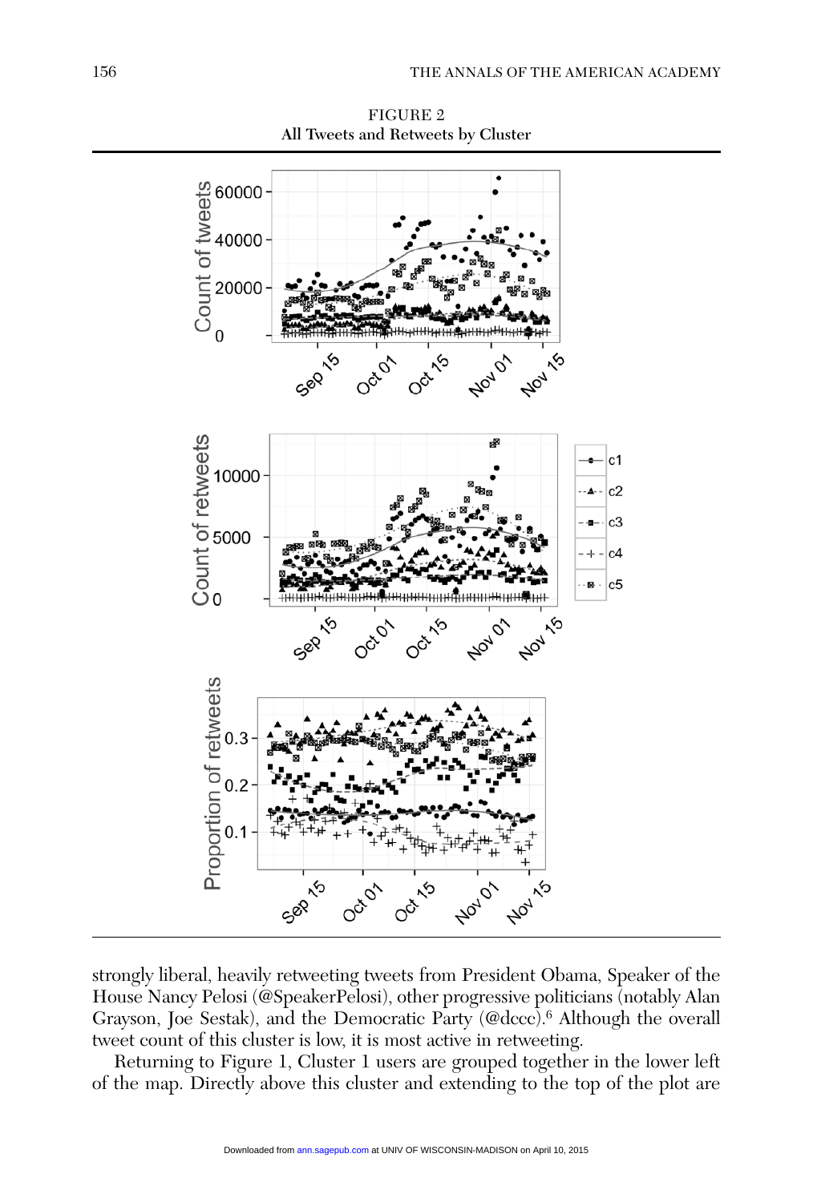FIGURE 2
**All Tweets and Retweets by Cluster**

strongly liberal, heavily retweeting tweets from President Obama, Speaker of the House Nancy Pelosi (@SpeakerPelosi), other progressive politicians (notably Alan Grayson, Joe Sestak), and the Democratic Party (@dccc).[6] Although the overall tweet count of this cluster is low, it is most active in retweeting.

Returning to Figure 1, Cluster 1 users are grouped together in the lower left of the map. Directly above this cluster and extending to the top of the plot are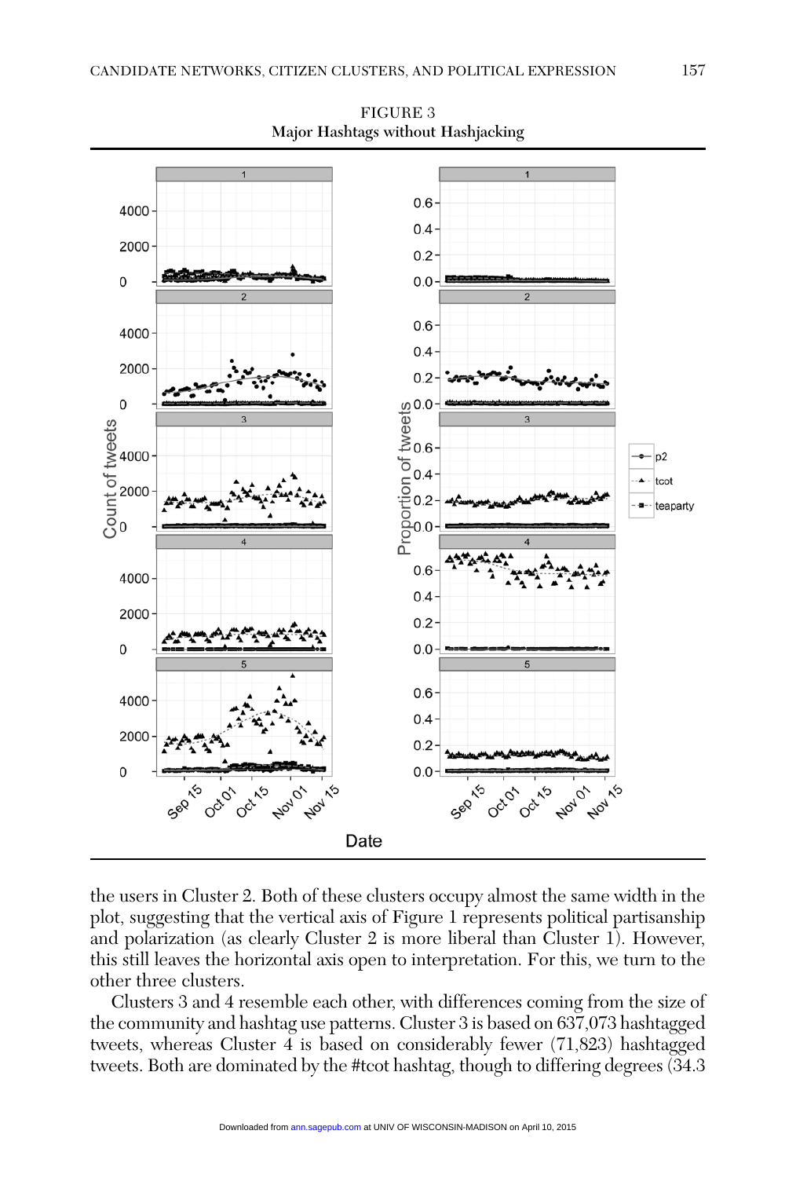FIGURE 3
**Major Hashtags without Hashjacking**

the users in Cluster 2. Both of these clusters occupy almost the same width in the plot, suggesting that the vertical axis of Figure 1 represents political partisanship and polarization (as clearly Cluster 2 is more liberal than Cluster 1). However, this still leaves the horizontal axis open to interpretation. For this, we turn to the other three clusters.

Clusters 3 and 4 resemble each other, with differences coming from the size of the community and hashtag use patterns. Cluster 3 is based on 637,073 hashtagged tweets, whereas Cluster 4 is based on considerably fewer (71,823) hashtagged tweets. Both are dominated by the #tcot hashtag, though to differing degrees (34.3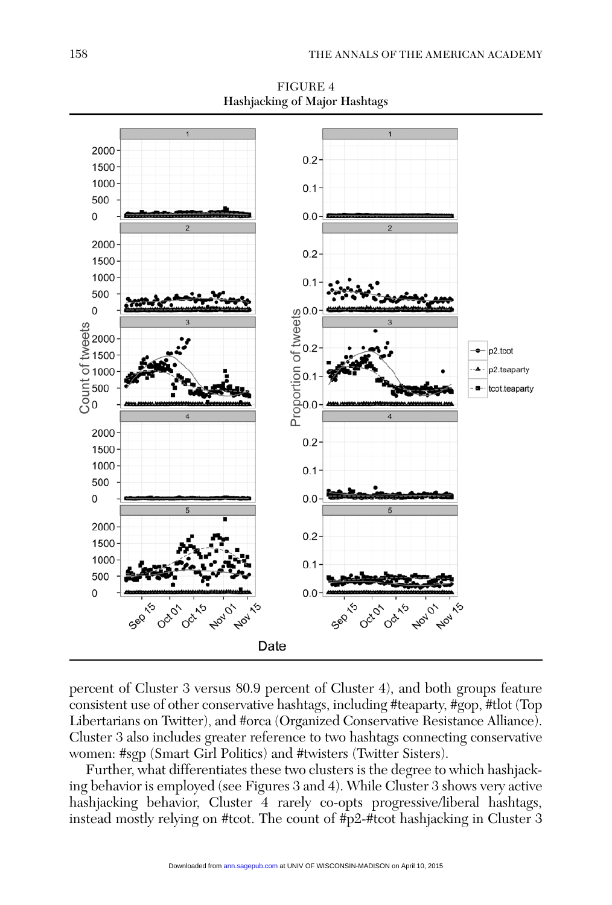FIGURE 4
**Hashjacking of Major Hashtags**

percent of Cluster 3 versus 80.9 percent of Cluster 4), and both groups feature consistent use of other conservative hashtags, including #teaparty, #gop, #tlot (Top Libertarians on Twitter), and #orca (Organized Conservative Resistance Alliance). Cluster 3 also includes greater reference to two hashtags connecting conservative women: #sgp (Smart Girl Politics) and #twisters (Twitter Sisters).

Further, what differentiates these two clusters is the degree to which hashjacking behavior is employed (see Figures 3 and 4). While Cluster 3 shows very active hashjacking behavior, Cluster 4 rarely co-opts progressive/liberal hashtags, instead mostly relying on #tcot. The count of #p2-#tcot hashjacking in Cluster 3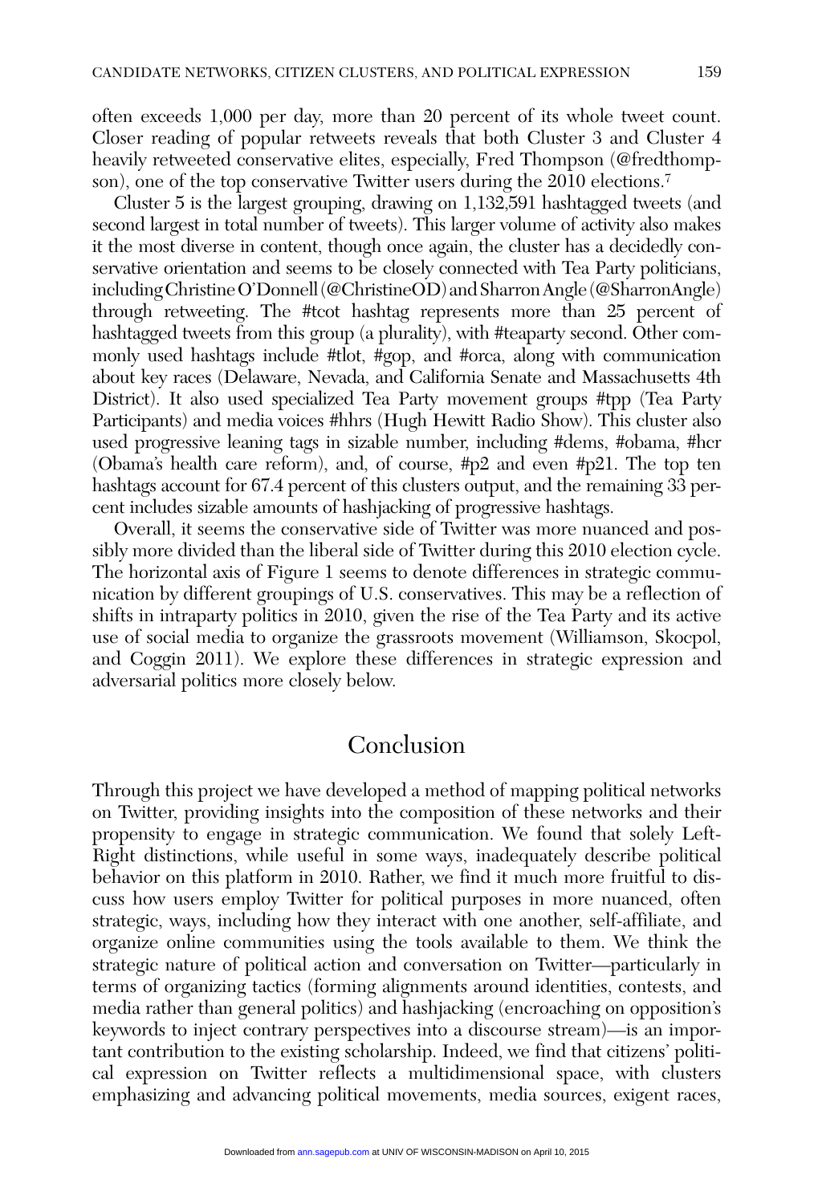often exceeds 1,000 per day, more than 20 percent of its whole tweet count. Closer reading of popular retweets reveals that both Cluster 3 and Cluster 4 heavily retweeted conservative elites, especially, Fred Thompson (@fredthompson), one of the top conservative Twitter users during the 2010 elections.[7]

Cluster 5 is the largest grouping, drawing on 1,132,591 hashtagged tweets (and second largest in total number of tweets). This larger volume of activity also makes it the most diverse in content, though once again, the cluster has a decidedly conservative orientation and seems to be closely connected with Tea Party politicians, including Christine O'Donnell (@ChristineOD) and Sharron Angle (@SharronAngle) through retweeting. The #tcot hashtag represents more than 25 percent of hashtagged tweets from this group (a plurality), with #teaparty second. Other commonly used hashtags include #tlot, #gop, and #orca, along with communication about key races (Delaware, Nevada, and California Senate and Massachusetts 4th District). It also used specialized Tea Party movement groups #tpp (Tea Party Participants) and media voices #hhrs (Hugh Hewitt Radio Show). This cluster also used progressive leaning tags in sizable number, including #dems, #obama, #hcr (Obama's health care reform), and, of course, #p2 and even #p21. The top ten hashtags account for 67.4 percent of this clusters output, and the remaining 33 percent includes sizable amounts of hashjacking of progressive hashtags.

Overall, it seems the conservative side of Twitter was more nuanced and possibly more divided than the liberal side of Twitter during this 2010 election cycle. The horizontal axis of Figure 1 seems to denote differences in strategic communication by different groupings of U.S. conservatives. This may be a reflection of shifts in intraparty politics in 2010, given the rise of the Tea Party and its active use of social media to organize the grassroots movement (Williamson, Skocpol, and Coggin 2011). We explore these differences in strategic expression and adversarial politics more closely below.

## Conclusion

Through this project we have developed a method of mapping political networks on Twitter, providing insights into the composition of these networks and their propensity to engage in strategic communication. We found that solely Left-Right distinctions, while useful in some ways, inadequately describe political behavior on this platform in 2010. Rather, we find it much more fruitful to discuss how users employ Twitter for political purposes in more nuanced, often strategic, ways, including how they interact with one another, self-affiliate, and organize online communities using the tools available to them. We think the strategic nature of political action and conversation on Twitter—particularly in terms of organizing tactics (forming alignments around identities, contests, and media rather than general politics) and hashjacking (encroaching on opposition's keywords to inject contrary perspectives into a discourse stream)—is an important contribution to the existing scholarship. Indeed, we find that citizens' political expression on Twitter reflects a multidimensional space, with clusters emphasizing and advancing political movements, media sources, exigent races,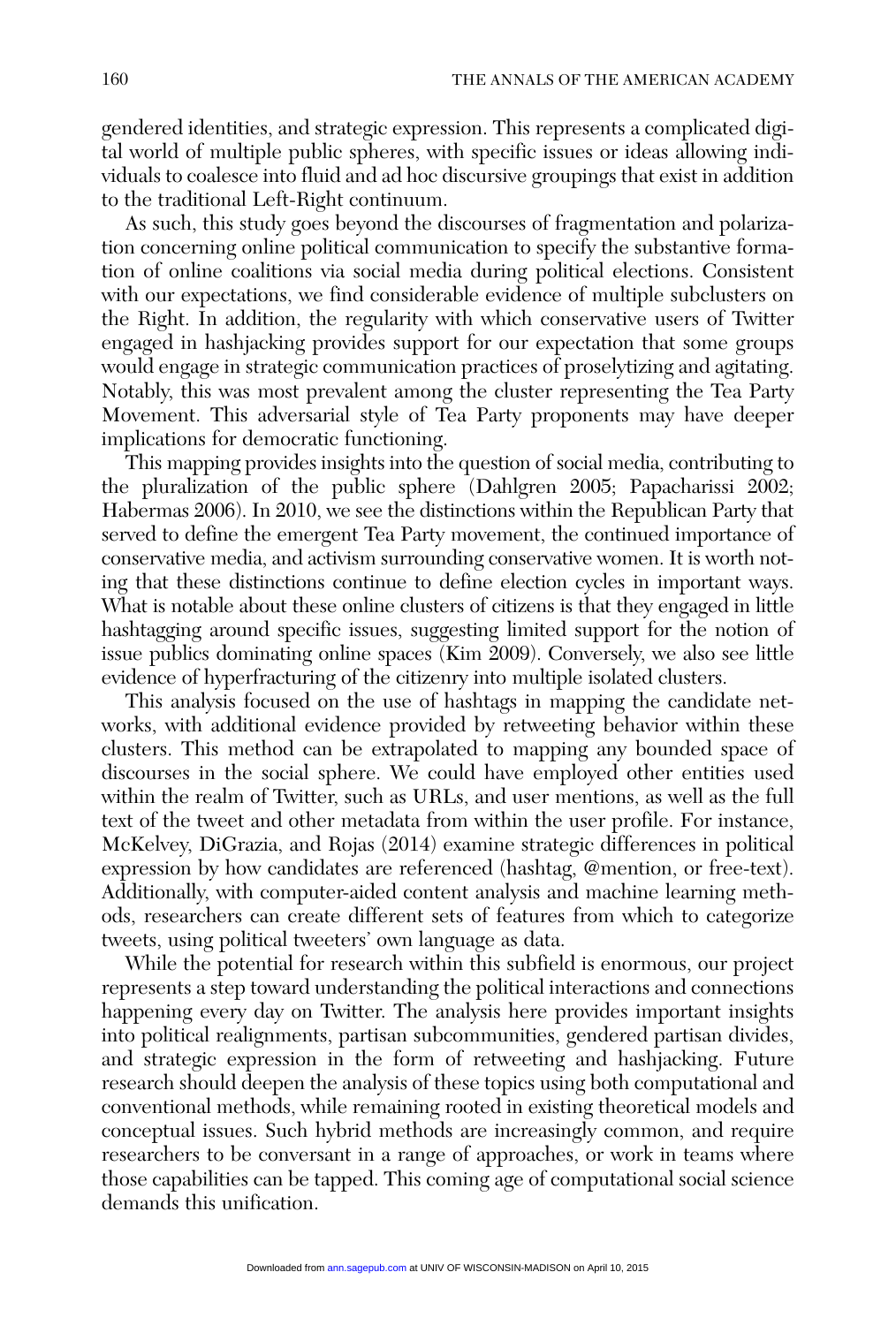gendered identities, and strategic expression. This represents a complicated digital world of multiple public spheres, with specific issues or ideas allowing individuals to coalesce into fluid and ad hoc discursive groupings that exist in addition to the traditional Left-Right continuum.

As such, this study goes beyond the discourses of fragmentation and polarization concerning online political communication to specify the substantive formation of online coalitions via social media during political elections. Consistent with our expectations, we find considerable evidence of multiple subclusters on the Right. In addition, the regularity with which conservative users of Twitter engaged in hashjacking provides support for our expectation that some groups would engage in strategic communication practices of proselytizing and agitating. Notably, this was most prevalent among the cluster representing the Tea Party Movement. This adversarial style of Tea Party proponents may have deeper implications for democratic functioning.

This mapping provides insights into the question of social media, contributing to the pluralization of the public sphere (Dahlgren 2005; Papacharissi 2002; Habermas 2006). In 2010, we see the distinctions within the Republican Party that served to define the emergent Tea Party movement, the continued importance of conservative media, and activism surrounding conservative women. It is worth noting that these distinctions continue to define election cycles in important ways. What is notable about these online clusters of citizens is that they engaged in little hashtagging around specific issues, suggesting limited support for the notion of issue publics dominating online spaces (Kim 2009). Conversely, we also see little evidence of hyperfracturing of the citizenry into multiple isolated clusters.

This analysis focused on the use of hashtags in mapping the candidate networks, with additional evidence provided by retweeting behavior within these clusters. This method can be extrapolated to mapping any bounded space of discourses in the social sphere. We could have employed other entities used within the realm of Twitter, such as URLs, and user mentions, as well as the full text of the tweet and other metadata from within the user profile. For instance, McKelvey, DiGrazia, and Rojas (2014) examine strategic differences in political expression by how candidates are referenced (hashtag, @mention, or free-text). Additionally, with computer-aided content analysis and machine learning methods, researchers can create different sets of features from which to categorize tweets, using political tweeters' own language as data.

While the potential for research within this subfield is enormous, our project represents a step toward understanding the political interactions and connections happening every day on Twitter. The analysis here provides important insights into political realignments, partisan subcommunities, gendered partisan divides, and strategic expression in the form of retweeting and hashjacking. Future research should deepen the analysis of these topics using both computational and conventional methods, while remaining rooted in existing theoretical models and conceptual issues. Such hybrid methods are increasingly common, and require researchers to be conversant in a range of approaches, or work in teams where those capabilities can be tapped. This coming age of computational social science demands this unification.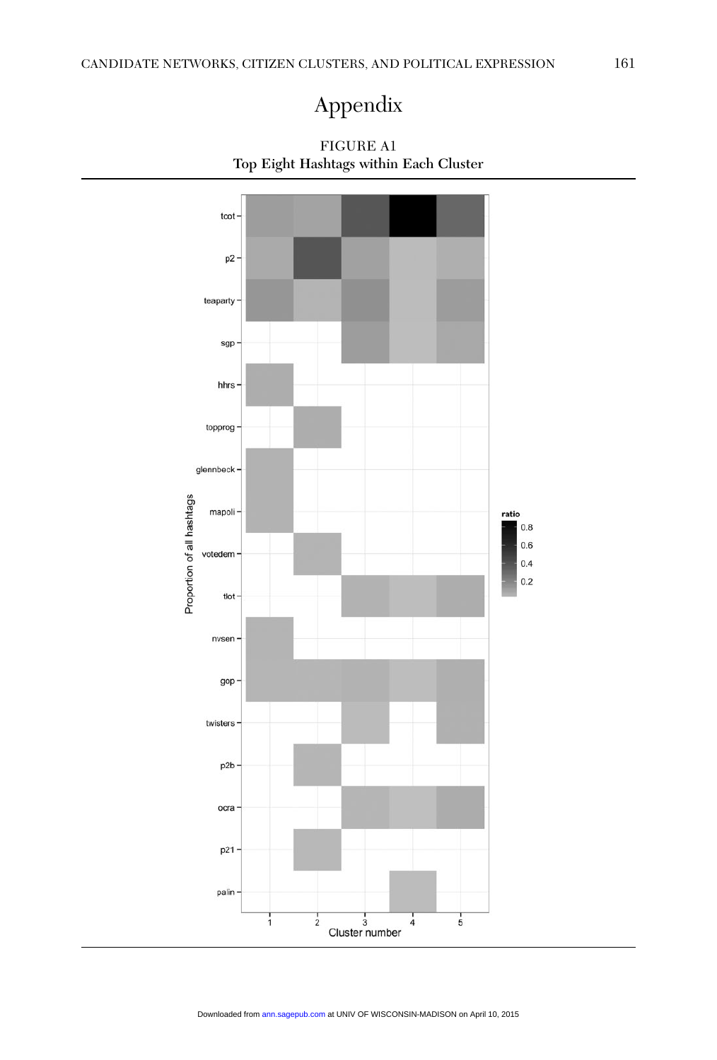# Appendix

FIGURE A1
Top Eight Hashtags within Each Cluster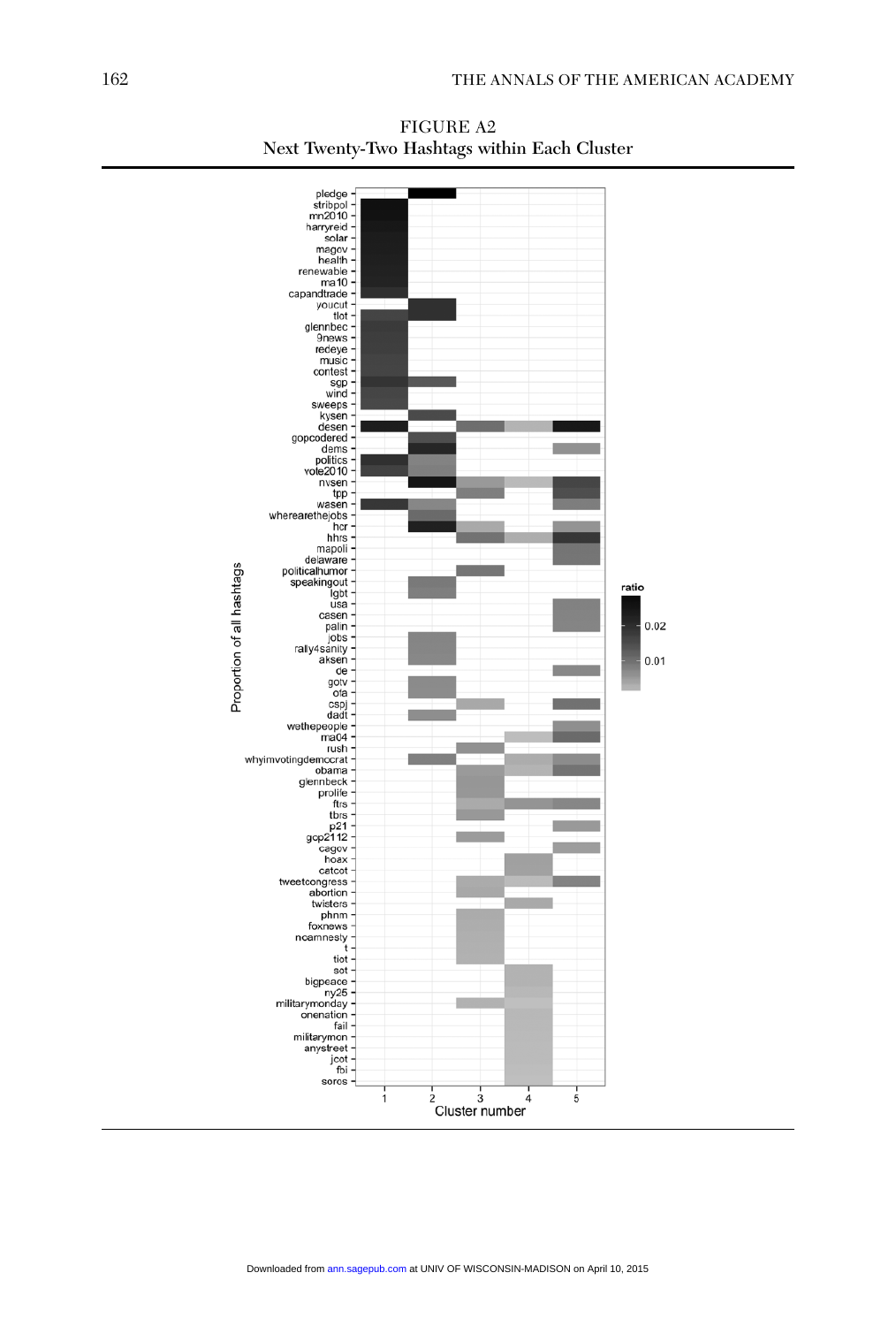FIGURE A2
Next Twenty-Two Hashtags within Each Cluster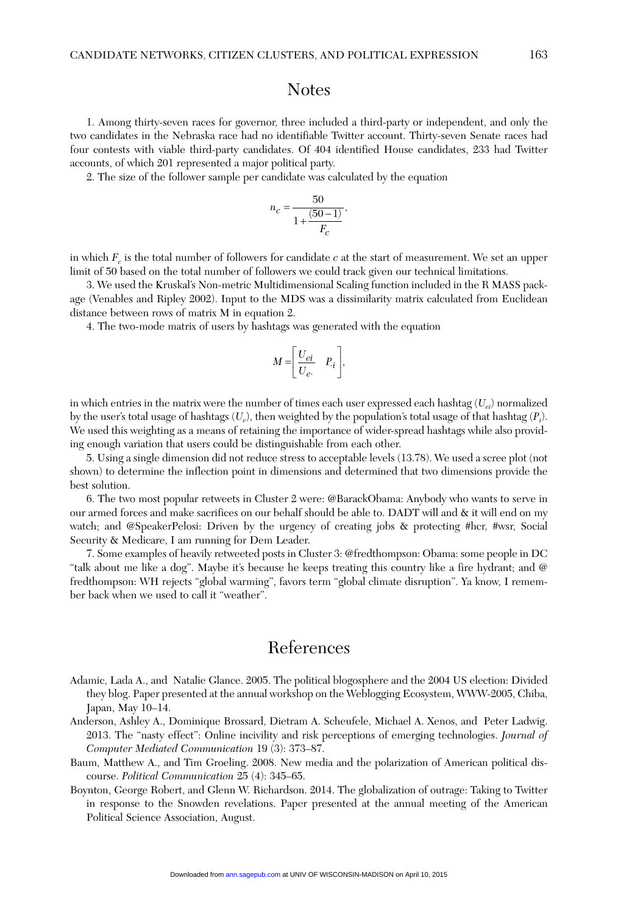## Notes

1. Among thirty-seven races for governor, three included a third-party or independent, and only the two candidates in the Nebraska race had no identifiable Twitter account. Thirty-seven Senate races had four contests with viable third-party candidates. Of 404 identified House candidates, 233 had Twitter accounts, of which 201 represented a major political party.

2. The size of the follower sample per candidate was calculated by the equation

$$n_c = \frac{50}{1+\frac{(50-1)}{F_c}},$$

in which $F_c$ is the total number of followers for candidate $c$ at the start of measurement. We set an upper limit of 50 based on the total number of followers we could track given our technical limitations.

3. We used the Kruskal's Non-metric Multidimensional Scaling function included in the R MASS package (Venables and Ripley 2002). Input to the MDS was a dissimilarity matrix calculated from Euclidean distance between rows of matrix M in equation 2.

4. The two-mode matrix of users by hashtags was generated with the equation

$$M = \left[\frac{U_{ei}}{U_{e.}} \quad P_{.i}\right],$$

in which entries in the matrix were the number of times each user expressed each hashtag ($U_{ei}$) normalized by the user's total usage of hashtags ($U_e$), then weighted by the population's total usage of that hashtag ($P_i$). We used this weighting as a means of retaining the importance of wider-spread hashtags while also providing enough variation that users could be distinguishable from each other.

5. Using a single dimension did not reduce stress to acceptable levels (13.78). We used a scree plot (not shown) to determine the inflection point in dimensions and determined that two dimensions provide the best solution.

6. The two most popular retweets in Cluster 2 were: @BarackObama: Anybody who wants to serve in our armed forces and make sacrifices on our behalf should be able to. DADT will and & it will end on my watch; and @SpeakerPelosi: Driven by the urgency of creating jobs & protecting #hcr, #wsr, Social Security & Medicare, I am running for Dem Leader.

7. Some examples of heavily retweeted posts in Cluster 3: @fredthompson: Obama: some people in DC "talk about me like a dog". Maybe it's because he keeps treating this country like a fire hydrant; and @ fredthompson: WH rejects "global warming", favors term "global climate disruption". Ya know, I remember back when we used to call it "weather".

## References

Adamic, Lada A., and Natalie Glance. 2005. The political blogosphere and the 2004 US election: Divided they blog. Paper presented at the annual workshop on the Weblogging Ecosystem, WWW-2005, Chiba, Japan, May 10–14.

Anderson, Ashley A., Dominique Brossard, Dietram A. Scheufele, Michael A. Xenos, and Peter Ladwig. 2013. The "nasty effect": Online incivility and risk perceptions of emerging technologies. *Journal of Computer Mediated Communication* 19 (3): 373–87.

Baum, Matthew A., and Tim Groeling. 2008. New media and the polarization of American political discourse. *Political Communication* 25 (4): 345–65.

Boynton, George Robert, and Glenn W. Richardson. 2014. The globalization of outrage: Taking to Twitter in response to the Snowden revelations. Paper presented at the annual meeting of the American Political Science Association, August.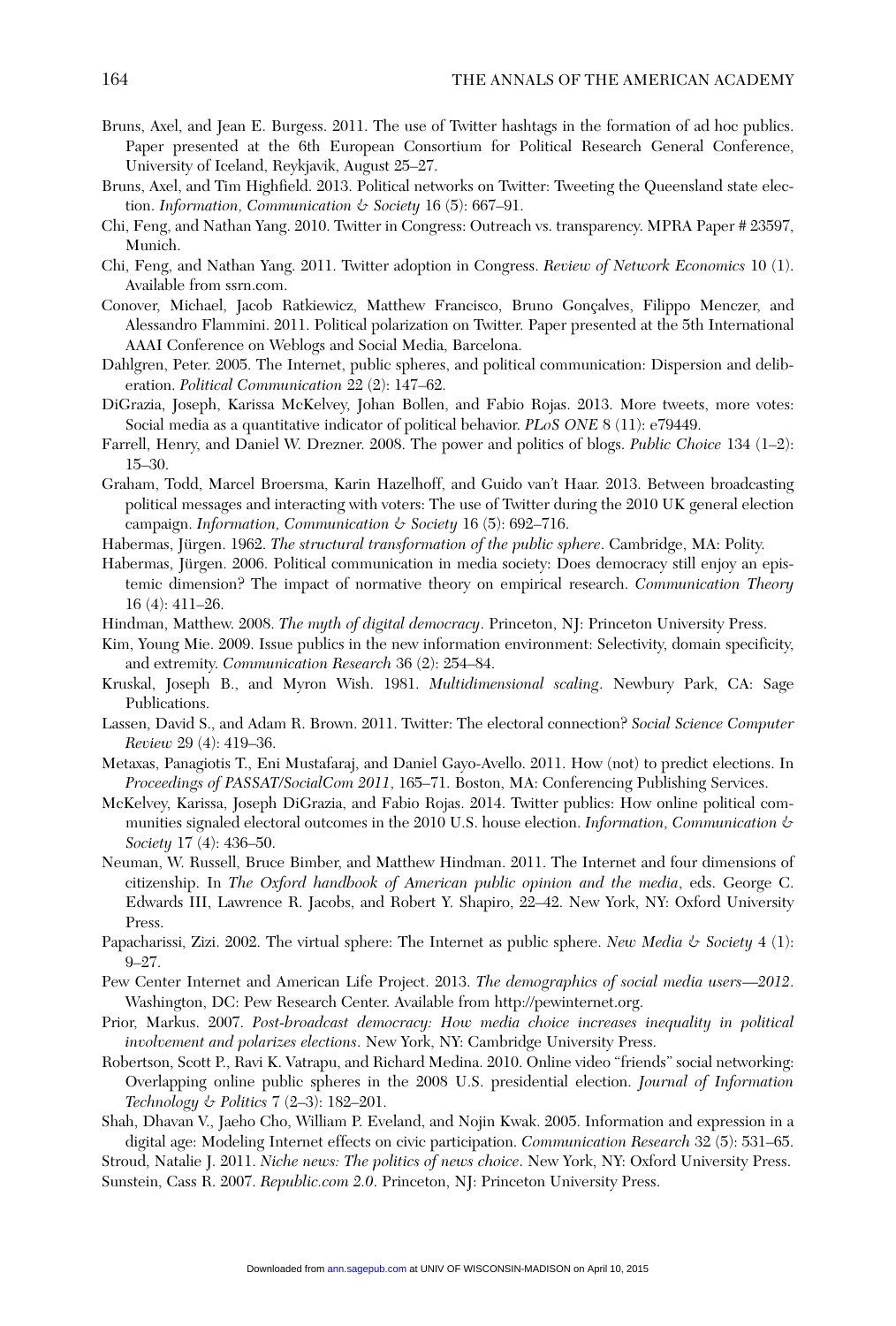Bruns, Axel, and Jean E. Burgess. 2011. The use of Twitter hashtags in the formation of ad hoc publics. Paper presented at the 6th European Consortium for Political Research General Conference, University of Iceland, Reykjavik, August 25–27.

Bruns, Axel, and Tim Highfield. 2013. Political networks on Twitter: Tweeting the Queensland state election. *Information, Communication & Society* 16 (5): 667–91.

Chi, Feng, and Nathan Yang. 2010. Twitter in Congress: Outreach vs. transparency. MPRA Paper # 23597, Munich.

Chi, Feng, and Nathan Yang. 2011. Twitter adoption in Congress. *Review of Network Economics* 10 (1). Available from ssrn.com.

Conover, Michael, Jacob Ratkiewicz, Matthew Francisco, Bruno Gonçalves, Filippo Menczer, and Alessandro Flammini. 2011. Political polarization on Twitter. Paper presented at the 5th International AAAI Conference on Weblogs and Social Media, Barcelona.

Dahlgren, Peter. 2005. The Internet, public spheres, and political communication: Dispersion and deliberation. *Political Communication* 22 (2): 147–62.

DiGrazia, Joseph, Karissa McKelvey, Johan Bollen, and Fabio Rojas. 2013. More tweets, more votes: Social media as a quantitative indicator of political behavior. *PLoS ONE* 8 (11): e79449.

Farrell, Henry, and Daniel W. Drezner. 2008. The power and politics of blogs. *Public Choice* 134 (1–2): 15–30.

Graham, Todd, Marcel Broersma, Karin Hazelhoff, and Guido van't Haar. 2013. Between broadcasting political messages and interacting with voters: The use of Twitter during the 2010 UK general election campaign. *Information, Communication & Society* 16 (5): 692–716.

Habermas, Jürgen. 1962. *The structural transformation of the public sphere*. Cambridge, MA: Polity.

Habermas, Jürgen. 2006. Political communication in media society: Does democracy still enjoy an epistemic dimension? The impact of normative theory on empirical research. *Communication Theory* 16 (4): 411–26.

Hindman, Matthew. 2008. *The myth of digital democracy*. Princeton, NJ: Princeton University Press.

Kim, Young Mie. 2009. Issue publics in the new information environment: Selectivity, domain specificity, and extremity. *Communication Research* 36 (2): 254–84.

Kruskal, Joseph B., and Myron Wish. 1981. *Multidimensional scaling*. Newbury Park, CA: Sage Publications.

Lassen, David S., and Adam R. Brown. 2011. Twitter: The electoral connection? *Social Science Computer Review* 29 (4): 419–36.

Metaxas, Panagiotis T., Eni Mustafaraj, and Daniel Gayo-Avello. 2011. How (not) to predict elections. In *Proceedings of PASSAT/SocialCom 2011*, 165–71. Boston, MA: Conferencing Publishing Services.

McKelvey, Karissa, Joseph DiGrazia, and Fabio Rojas. 2014. Twitter publics: How online political communities signaled electoral outcomes in the 2010 U.S. house election. *Information, Communication & Society* 17 (4): 436–50.

Neuman, W. Russell, Bruce Bimber, and Matthew Hindman. 2011. The Internet and four dimensions of citizenship. In *The Oxford handbook of American public opinion and the media*, eds. George C. Edwards III, Lawrence R. Jacobs, and Robert Y. Shapiro, 22–42. New York, NY: Oxford University Press.

Papacharissi, Zizi. 2002. The virtual sphere: The Internet as public sphere. *New Media & Society* 4 (1): 9–27.

Pew Center Internet and American Life Project. 2013. *The demographics of social media users—2012*. Washington, DC: Pew Research Center. Available from http://pewinternet.org.

Prior, Markus. 2007. *Post-broadcast democracy: How media choice increases inequality in political involvement and polarizes elections*. New York, NY: Cambridge University Press.

Robertson, Scott P., Ravi K. Vatrapu, and Richard Medina. 2010. Online video "friends" social networking: Overlapping online public spheres in the 2008 U.S. presidential election. *Journal of Information Technology & Politics* 7 (2–3): 182–201.

Shah, Dhavan V., Jaeho Cho, William P. Eveland, and Nojin Kwak. 2005. Information and expression in a digital age: Modeling Internet effects on civic participation. *Communication Research* 32 (5): 531–65.

Stroud, Natalie J. 2011. *Niche news: The politics of news choice*. New York, NY: Oxford University Press.

Sunstein, Cass R. 2007. *Republic.com 2.0*. Princeton, NJ: Princeton University Press.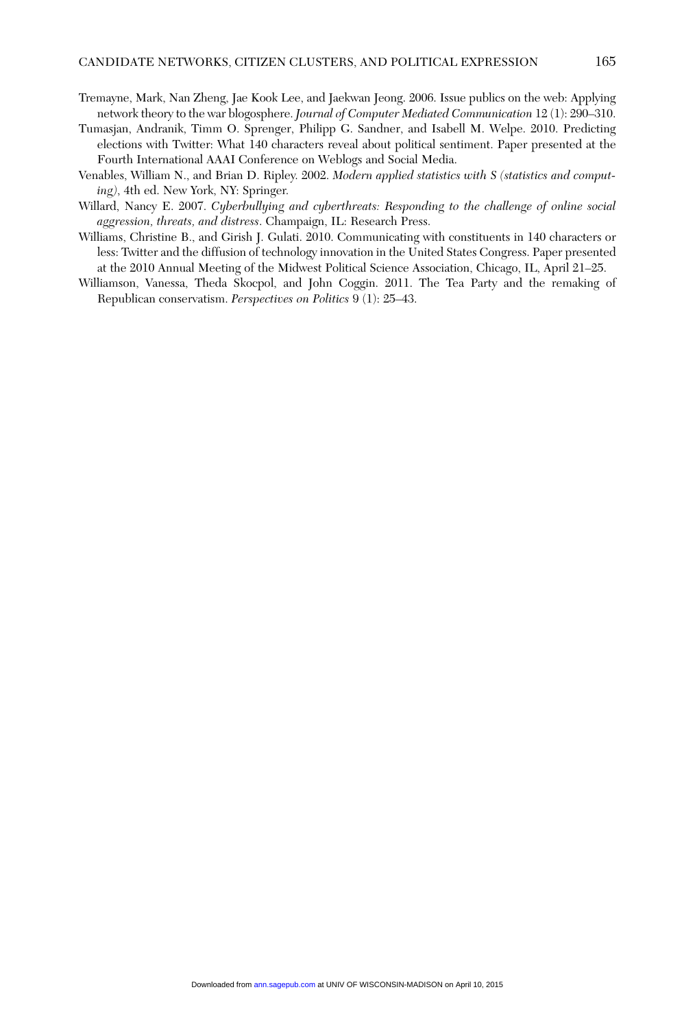Tremayne, Mark, Nan Zheng, Jae Kook Lee, and Jaekwan Jeong. 2006. Issue publics on the web: Applying network theory to the war blogosphere. *Journal of Computer Mediated Communication* 12 (1): 290–310.

Tumasjan, Andranik, Timm O. Sprenger, Philipp G. Sandner, and Isabell M. Welpe. 2010. Predicting elections with Twitter: What 140 characters reveal about political sentiment. Paper presented at the Fourth International AAAI Conference on Weblogs and Social Media.

Venables, William N., and Brian D. Ripley. 2002. *Modern applied statistics with S (statistics and computing)*, 4th ed. New York, NY: Springer.

Willard, Nancy E. 2007. *Cyberbullying and cyberthreats: Responding to the challenge of online social aggression, threats, and distress*. Champaign, IL: Research Press.

Williams, Christine B., and Girish J. Gulati. 2010. Communicating with constituents in 140 characters or less: Twitter and the diffusion of technology innovation in the United States Congress. Paper presented at the 2010 Annual Meeting of the Midwest Political Science Association, Chicago, IL, April 21–25.

Williamson, Vanessa, Theda Skocpol, and John Coggin. 2011. The Tea Party and the remaking of Republican conservatism. *Perspectives on Politics* 9 (1): 25–43.